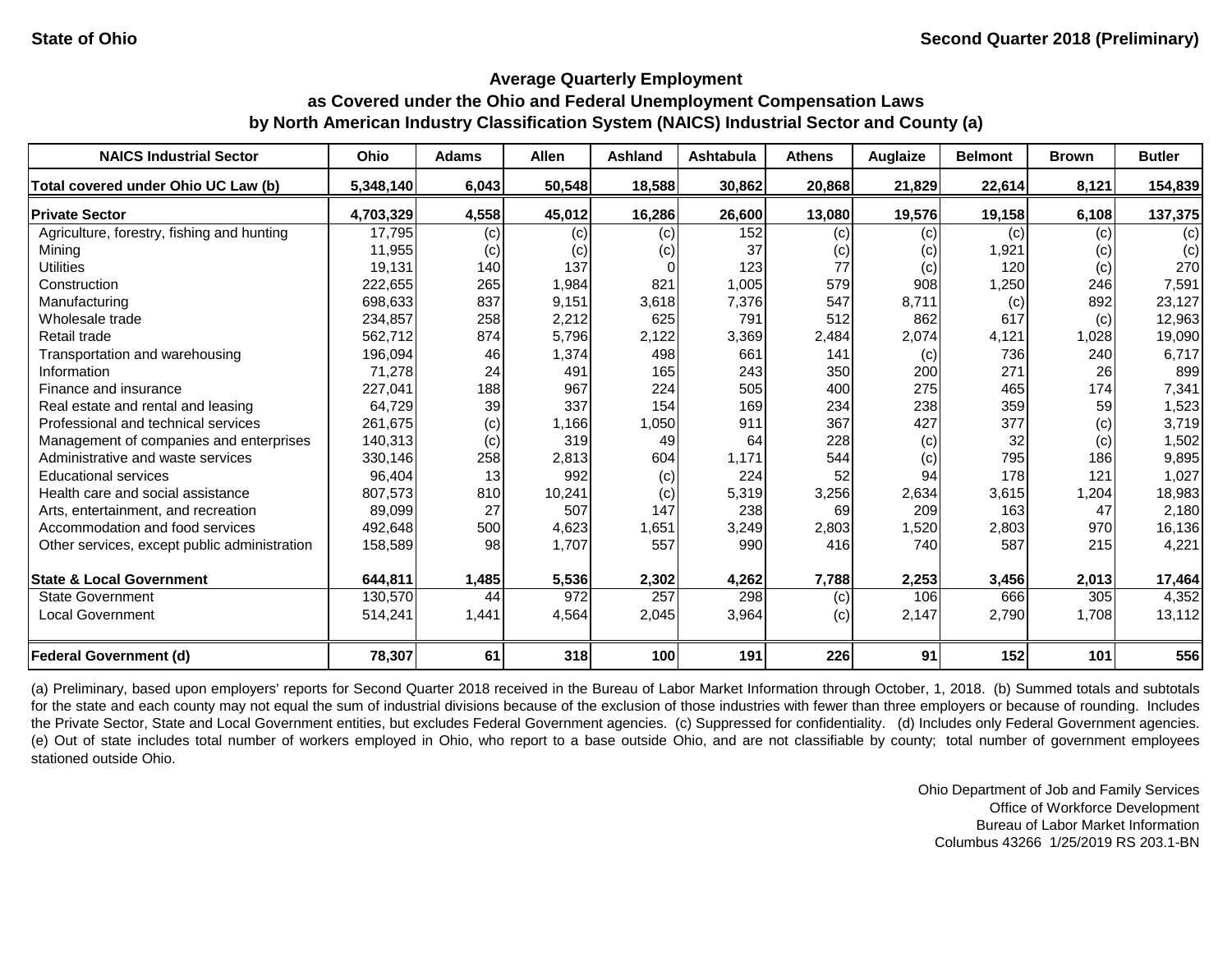State of Ohio — Second Quarter 2018 (Preliminary)

## Average Quarterly Employment
## as Covered under the Ohio and Federal Unemployment Compensation Laws
## by North American Industry Classification System (NAICS) Industrial Sector and County (a)

| NAICS Industrial Sector | Ohio | Adams | Allen | Ashland | Ashtabula | Athens | Auglaize | Belmont | Brown | Butler |
|---|---|---|---|---|---|---|---|---|---|---|
| **Total covered under Ohio UC Law (b)** | **5,348,140** | **6,043** | **50,548** | **18,588** | **30,862** | **20,868** | **21,829** | **22,614** | **8,121** | **154,839** |
| **Private Sector** | **4,703,329** | **4,558** | **45,012** | **16,286** | **26,600** | **13,080** | **19,576** | **19,158** | **6,108** | **137,375** |
| Agriculture, forestry, fishing and hunting | 17,795 | (c) | (c) | (c) | 152 | (c) | (c) | (c) | (c) | (c) |
| Mining | 11,955 | (c) | (c) | (c) | 37 | (c) | (c) | 1,921 | (c) | (c) |
| Utilities | 19,131 | 140 | 137 | 0 | 123 | 77 | (c) | 120 | (c) | 270 |
| Construction | 222,655 | 265 | 1,984 | 821 | 1,005 | 579 | 908 | 1,250 | 246 | 7,591 |
| Manufacturing | 698,633 | 837 | 9,151 | 3,618 | 7,376 | 547 | 8,711 | (c) | 892 | 23,127 |
| Wholesale trade | 234,857 | 258 | 2,212 | 625 | 791 | 512 | 862 | 617 | (c) | 12,963 |
| Retail trade | 562,712 | 874 | 5,796 | 2,122 | 3,369 | 2,484 | 2,074 | 4,121 | 1,028 | 19,090 |
| Transportation and warehousing | 196,094 | 46 | 1,374 | 498 | 661 | 141 | (c) | 736 | 240 | 6,717 |
| Information | 71,278 | 24 | 491 | 165 | 243 | 350 | 200 | 271 | 26 | 899 |
| Finance and insurance | 227,041 | 188 | 967 | 224 | 505 | 400 | 275 | 465 | 174 | 7,341 |
| Real estate and rental and leasing | 64,729 | 39 | 337 | 154 | 169 | 234 | 238 | 359 | 59 | 1,523 |
| Professional and technical services | 261,675 | (c) | 1,166 | 1,050 | 911 | 367 | 427 | 377 | (c) | 3,719 |
| Management of companies and enterprises | 140,313 | (c) | 319 | 49 | 64 | 228 | (c) | 32 | (c) | 1,502 |
| Administrative and waste services | 330,146 | 258 | 2,813 | 604 | 1,171 | 544 | (c) | 795 | 186 | 9,895 |
| Educational services | 96,404 | 13 | 992 | (c) | 224 | 52 | 94 | 178 | 121 | 1,027 |
| Health care and social assistance | 807,573 | 810 | 10,241 | (c) | 5,319 | 3,256 | 2,634 | 3,615 | 1,204 | 18,983 |
| Arts, entertainment, and recreation | 89,099 | 27 | 507 | 147 | 238 | 69 | 209 | 163 | 47 | 2,180 |
| Accommodation and food services | 492,648 | 500 | 4,623 | 1,651 | 3,249 | 2,803 | 1,520 | 2,803 | 970 | 16,136 |
| Other services, except public administration | 158,589 | 98 | 1,707 | 557 | 990 | 416 | 740 | 587 | 215 | 4,221 |
| **State & Local Government** | **644,811** | **1,485** | **5,536** | **2,302** | **4,262** | **7,788** | **2,253** | **3,456** | **2,013** | **17,464** |
| State Government | 130,570 | 44 | 972 | 257 | 298 | (c) | 106 | 666 | 305 | 4,352 |
| Local Government | 514,241 | 1,441 | 4,564 | 2,045 | 3,964 | (c) | 2,147 | 2,790 | 1,708 | 13,112 |
| **Federal Government (d)** | **78,307** | **61** | **318** | **100** | **191** | **226** | **91** | **152** | **101** | **556** |

(a) Preliminary, based upon employers' reports for Second Quarter 2018 received in the Bureau of Labor Market Information through October, 1, 2018. (b) Summed totals and subtotals for the state and each county may not equal the sum of industrial divisions because of the exclusion of those industries with fewer than three employers or because of rounding. Includes the Private Sector, State and Local Government entities, but excludes Federal Government agencies. (c) Suppressed for confidentiality. (d) Includes only Federal Government agencies. (e) Out of state includes total number of workers employed in Ohio, who report to a base outside Ohio, and are not classifiable by county; total number of government employees stationed outside Ohio.

Ohio Department of Job and Family Services
Office of Workforce Development
Bureau of Labor Market Information
Columbus 43266 1/25/2019 RS 203.1-BN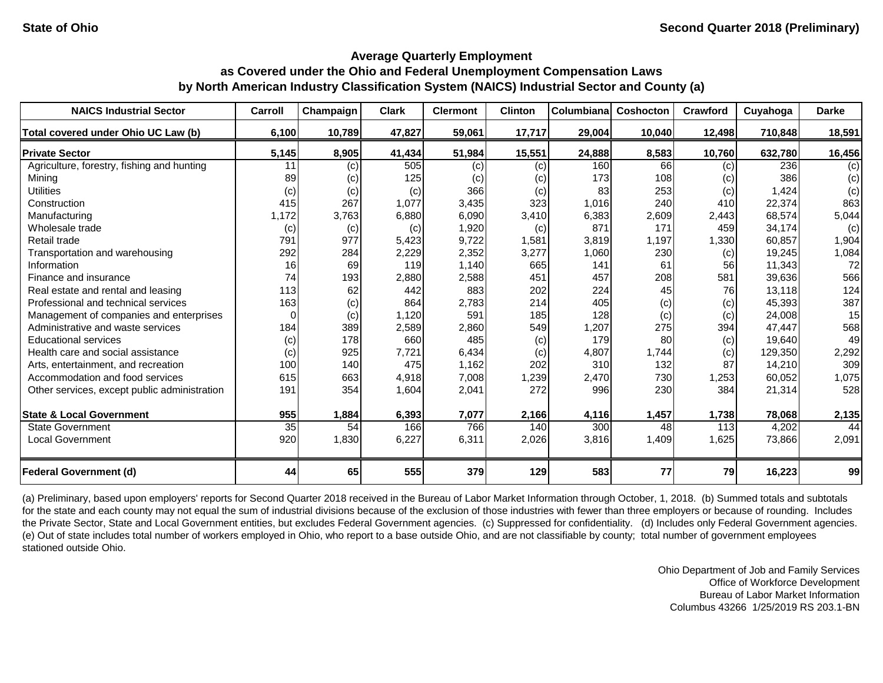State of Ohio — Second Quarter 2018 (Preliminary)

## Average Quarterly Employment
## as Covered under the Ohio and Federal Unemployment Compensation Laws
## by North American Industry Classification System (NAICS) Industrial Sector and County (a)

| NAICS Industrial Sector | Carroll | Champaign | Clark | Clermont | Clinton | Columbiana | Coshocton | Crawford | Cuyahoga | Darke |
|---|---|---|---|---|---|---|---|---|---|---|
| **Total covered under Ohio UC Law (b)** | **6,100** | **10,789** | **47,827** | **59,061** | **17,717** | **29,004** | **10,040** | **12,498** | **710,848** | **18,591** |
| **Private Sector** | **5,145** | **8,905** | **41,434** | **51,984** | **15,551** | **24,888** | **8,583** | **10,760** | **632,780** | **16,456** |
| Agriculture, forestry, fishing and hunting | 11 | (c) | 505 | (c) | (c) | 160 | 66 | (c) | 236 | (c) |
| Mining | 89 | (c) | 125 | (c) | (c) | 173 | 108 | (c) | 386 | (c) |
| Utilities | (c) | (c) | (c) | 366 | (c) | 83 | 253 | (c) | 1,424 | (c) |
| Construction | 415 | 267 | 1,077 | 3,435 | 323 | 1,016 | 240 | 410 | 22,374 | 863 |
| Manufacturing | 1,172 | 3,763 | 6,880 | 6,090 | 3,410 | 6,383 | 2,609 | 2,443 | 68,574 | 5,044 |
| Wholesale trade | (c) | (c) | (c) | 1,920 | (c) | 871 | 171 | 459 | 34,174 | (c) |
| Retail trade | 791 | 977 | 5,423 | 9,722 | 1,581 | 3,819 | 1,197 | 1,330 | 60,857 | 1,904 |
| Transportation and warehousing | 292 | 284 | 2,229 | 2,352 | 3,277 | 1,060 | 230 | (c) | 19,245 | 1,084 |
| Information | 16 | 69 | 119 | 1,140 | 665 | 141 | 61 | 56 | 11,343 | 72 |
| Finance and insurance | 74 | 193 | 2,880 | 2,588 | 451 | 457 | 208 | 581 | 39,636 | 566 |
| Real estate and rental and leasing | 113 | 62 | 442 | 883 | 202 | 224 | 45 | 76 | 13,118 | 124 |
| Professional and technical services | 163 | (c) | 864 | 2,783 | 214 | 405 | (c) | (c) | 45,393 | 387 |
| Management of companies and enterprises | 0 | (c) | 1,120 | 591 | 185 | 128 | (c) | (c) | 24,008 | 15 |
| Administrative and waste services | 184 | 389 | 2,589 | 2,860 | 549 | 1,207 | 275 | 394 | 47,447 | 568 |
| Educational services | (c) | 178 | 660 | 485 | (c) | 179 | 80 | (c) | 19,640 | 49 |
| Health care and social assistance | (c) | 925 | 7,721 | 6,434 | (c) | 4,807 | 1,744 | (c) | 129,350 | 2,292 |
| Arts, entertainment, and recreation | 100 | 140 | 475 | 1,162 | 202 | 310 | 132 | 87 | 14,210 | 309 |
| Accommodation and food services | 615 | 663 | 4,918 | 7,008 | 1,239 | 2,470 | 730 | 1,253 | 60,052 | 1,075 |
| Other services, except public administration | 191 | 354 | 1,604 | 2,041 | 272 | 996 | 230 | 384 | 21,314 | 528 |
| **State & Local Government** | **955** | **1,884** | **6,393** | **7,077** | **2,166** | **4,116** | **1,457** | **1,738** | **78,068** | **2,135** |
| State Government | 35 | 54 | 166 | 766 | 140 | 300 | 48 | 113 | 4,202 | 44 |
| Local Government | 920 | 1,830 | 6,227 | 6,311 | 2,026 | 3,816 | 1,409 | 1,625 | 73,866 | 2,091 |
| **Federal Government (d)** | **44** | **65** | **555** | **379** | **129** | **583** | **77** | **79** | **16,223** | **99** |

(a) Preliminary, based upon employers' reports for Second Quarter 2018 received in the Bureau of Labor Market Information through October, 1, 2018. (b) Summed totals and subtotals for the state and each county may not equal the sum of industrial divisions because of the exclusion of those industries with fewer than three employers or because of rounding. Includes the Private Sector, State and Local Government entities, but excludes Federal Government agencies. (c) Suppressed for confidentiality. (d) Includes only Federal Government agencies. (e) Out of state includes total number of workers employed in Ohio, who report to a base outside Ohio, and are not classifiable by county; total number of government employees stationed outside Ohio.

Ohio Department of Job and Family Services
Office of Workforce Development
Bureau of Labor Market Information
Columbus 43266 1/25/2019 RS 203.1-BN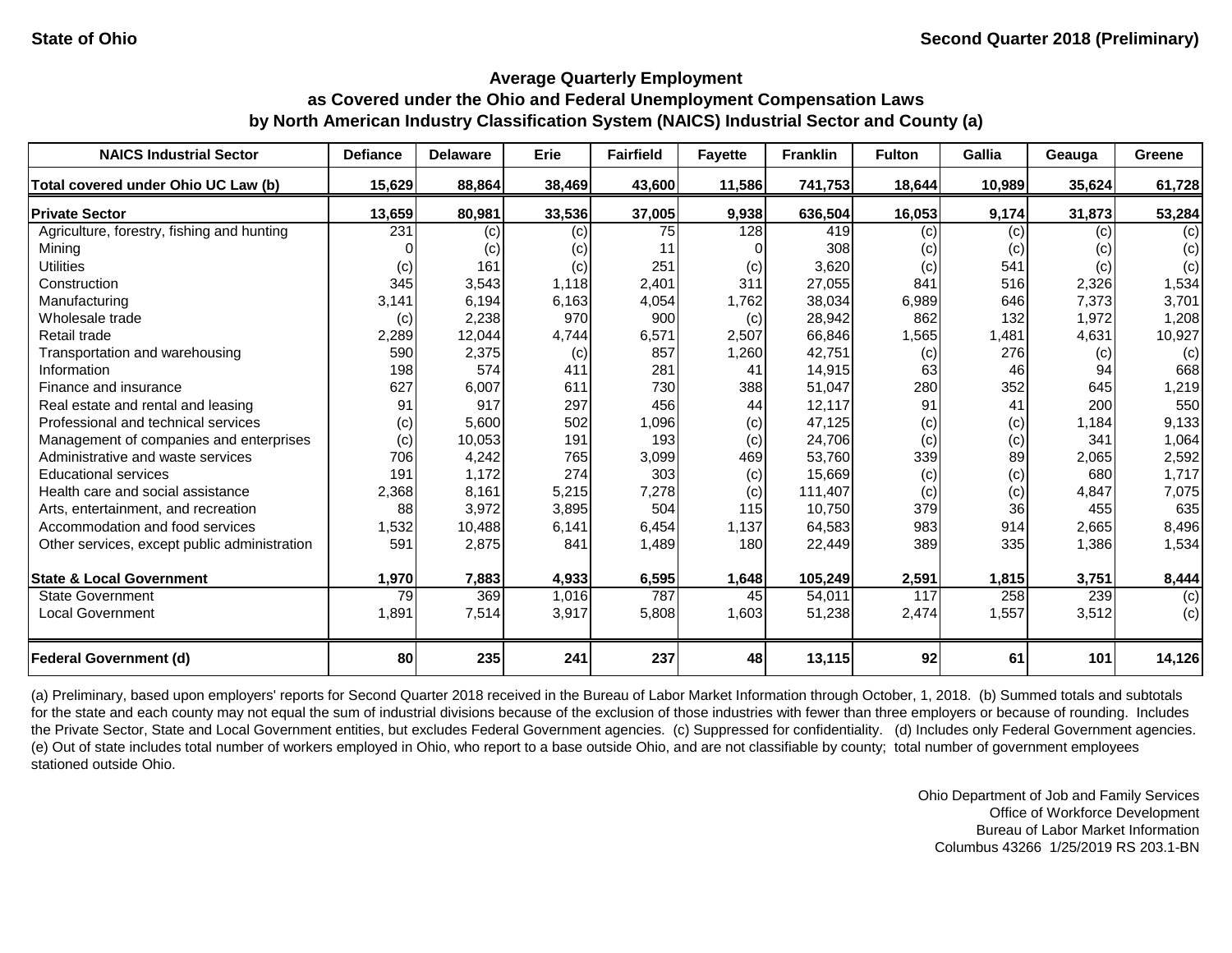State of Ohio

Second Quarter 2018 (Preliminary)

## Average Quarterly Employment as Covered under the Ohio and Federal Unemployment Compensation Laws by North American Industry Classification System (NAICS) Industrial Sector and County (a)

| NAICS Industrial Sector | Defiance | Delaware | Erie | Fairfield | Fayette | Franklin | Fulton | Gallia | Geauga | Greene |
|---|---|---|---|---|---|---|---|---|---|---|
| **Total covered under Ohio UC Law (b)** | **15,629** | **88,864** | **38,469** | **43,600** | **11,586** | **741,753** | **18,644** | **10,989** | **35,624** | **61,728** |
| **Private Sector** | **13,659** | **80,981** | **33,536** | **37,005** | **9,938** | **636,504** | **16,053** | **9,174** | **31,873** | **53,284** |
| Agriculture, forestry, fishing and hunting | 231 | (c) | (c) | 75 | 128 | 419 | (c) | (c) | (c) | (c) |
| Mining | 0 | (c) | (c) | 11 | 0 | 308 | (c) | (c) | (c) | (c) |
| Utilities | (c) | 161 | (c) | 251 | (c) | 3,620 | (c) | 541 | (c) | (c) |
| Construction | 345 | 3,543 | 1,118 | 2,401 | 311 | 27,055 | 841 | 516 | 2,326 | 1,534 |
| Manufacturing | 3,141 | 6,194 | 6,163 | 4,054 | 1,762 | 38,034 | 6,989 | 646 | 7,373 | 3,701 |
| Wholesale trade | (c) | 2,238 | 970 | 900 | (c) | 28,942 | 862 | 132 | 1,972 | 1,208 |
| Retail trade | 2,289 | 12,044 | 4,744 | 6,571 | 2,507 | 66,846 | 1,565 | 1,481 | 4,631 | 10,927 |
| Transportation and warehousing | 590 | 2,375 | (c) | 857 | 1,260 | 42,751 | (c) | 276 | (c) | (c) |
| Information | 198 | 574 | 411 | 281 | 41 | 14,915 | 63 | 46 | 94 | 668 |
| Finance and insurance | 627 | 6,007 | 611 | 730 | 388 | 51,047 | 280 | 352 | 645 | 1,219 |
| Real estate and rental and leasing | 91 | 917 | 297 | 456 | 44 | 12,117 | 91 | 41 | 200 | 550 |
| Professional and technical services | (c) | 5,600 | 502 | 1,096 | (c) | 47,125 | (c) | (c) | 1,184 | 9,133 |
| Management of companies and enterprises | (c) | 10,053 | 191 | 193 | (c) | 24,706 | (c) | (c) | 341 | 1,064 |
| Administrative and waste services | 706 | 4,242 | 765 | 3,099 | 469 | 53,760 | 339 | 89 | 2,065 | 2,592 |
| Educational services | 191 | 1,172 | 274 | 303 | (c) | 15,669 | (c) | (c) | 680 | 1,717 |
| Health care and social assistance | 2,368 | 8,161 | 5,215 | 7,278 | (c) | 111,407 | (c) | (c) | 4,847 | 7,075 |
| Arts, entertainment, and recreation | 88 | 3,972 | 3,895 | 504 | 115 | 10,750 | 379 | 36 | 455 | 635 |
| Accommodation and food services | 1,532 | 10,488 | 6,141 | 6,454 | 1,137 | 64,583 | 983 | 914 | 2,665 | 8,496 |
| Other services, except public administration | 591 | 2,875 | 841 | 1,489 | 180 | 22,449 | 389 | 335 | 1,386 | 1,534 |
| **State & Local Government** | **1,970** | **7,883** | **4,933** | **6,595** | **1,648** | **105,249** | **2,591** | **1,815** | **3,751** | **8,444** |
| State Government | 79 | 369 | 1,016 | 787 | 45 | 54,011 | 117 | 258 | 239 | (c) |
| Local Government | 1,891 | 7,514 | 3,917 | 5,808 | 1,603 | 51,238 | 2,474 | 1,557 | 3,512 | (c) |
| **Federal Government (d)** | **80** | **235** | **241** | **237** | **48** | **13,115** | **92** | **61** | **101** | **14,126** |

(a) Preliminary, based upon employers' reports for Second Quarter 2018 received in the Bureau of Labor Market Information through October, 1, 2018. (b) Summed totals and subtotals for the state and each county may not equal the sum of industrial divisions because of the exclusion of those industries with fewer than three employers or because of rounding. Includes the Private Sector, State and Local Government entities, but excludes Federal Government agencies. (c) Suppressed for confidentiality. (d) Includes only Federal Government agencies. (e) Out of state includes total number of workers employed in Ohio, who report to a base outside Ohio, and are not classifiable by county; total number of government employees stationed outside Ohio.

Ohio Department of Job and Family Services
Office of Workforce Development
Bureau of Labor Market Information
Columbus 43266 1/25/2019 RS 203.1-BN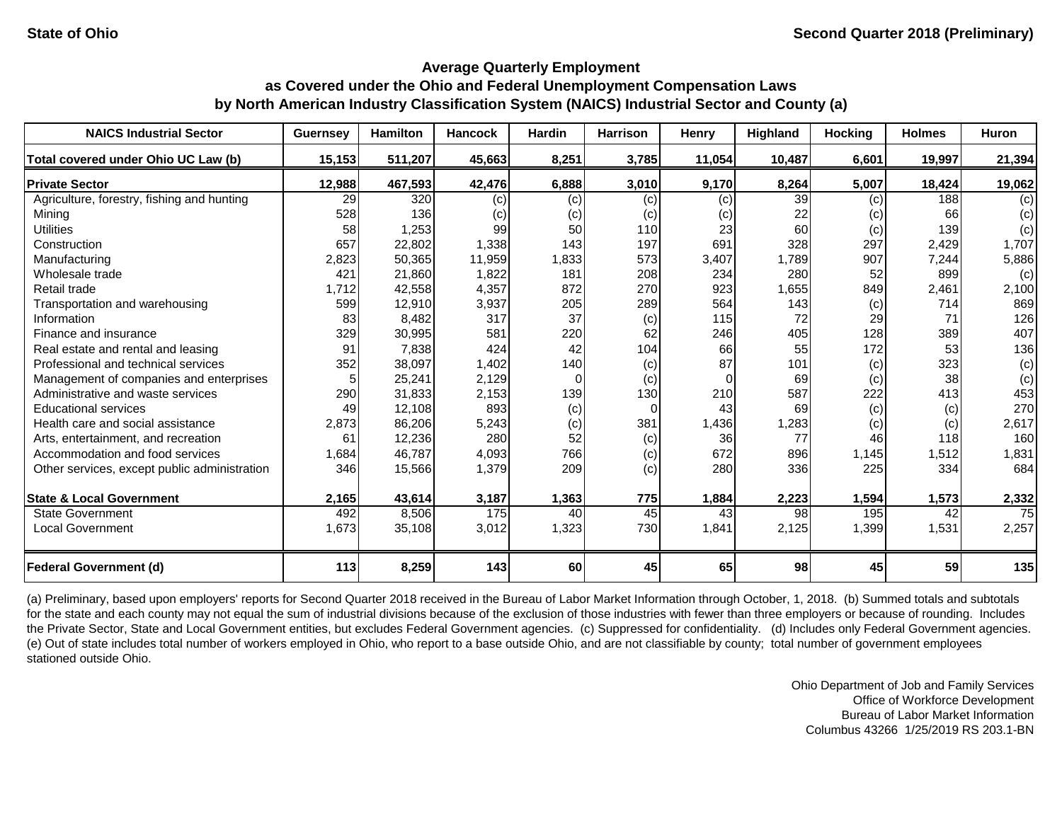State of Ohio

Second Quarter 2018 (Preliminary)

## Average Quarterly Employment as Covered under the Ohio and Federal Unemployment Compensation Laws by North American Industry Classification System (NAICS) Industrial Sector and County (a)

| NAICS Industrial Sector | Guernsey | Hamilton | Hancock | Hardin | Harrison | Henry | Highland | Hocking | Holmes | Huron |
|---|---|---|---|---|---|---|---|---|---|---|
| **Total covered under Ohio UC Law (b)** | **15,153** | **511,207** | **45,663** | **8,251** | **3,785** | **11,054** | **10,487** | **6,601** | **19,997** | **21,394** |
| **Private Sector** | **12,988** | **467,593** | **42,476** | **6,888** | **3,010** | **9,170** | **8,264** | **5,007** | **18,424** | **19,062** |
| Agriculture, forestry, fishing and hunting | 29 | 320 | (c) | (c) | (c) | (c) | 39 | (c) | 188 | (c) |
| Mining | 528 | 136 | (c) | (c) | (c) | (c) | 22 | (c) | 66 | (c) |
| Utilities | 58 | 1,253 | 99 | 50 | 110 | 23 | 60 | (c) | 139 | (c) |
| Construction | 657 | 22,802 | 1,338 | 143 | 197 | 691 | 328 | 297 | 2,429 | 1,707 |
| Manufacturing | 2,823 | 50,365 | 11,959 | 1,833 | 573 | 3,407 | 1,789 | 907 | 7,244 | 5,886 |
| Wholesale trade | 421 | 21,860 | 1,822 | 181 | 208 | 234 | 280 | 52 | 899 | (c) |
| Retail trade | 1,712 | 42,558 | 4,357 | 872 | 270 | 923 | 1,655 | 849 | 2,461 | 2,100 |
| Transportation and warehousing | 599 | 12,910 | 3,937 | 205 | 289 | 564 | 143 | (c) | 714 | 869 |
| Information | 83 | 8,482 | 317 | 37 | (c) | 115 | 72 | 29 | 71 | 126 |
| Finance and insurance | 329 | 30,995 | 581 | 220 | 62 | 246 | 405 | 128 | 389 | 407 |
| Real estate and rental and leasing | 91 | 7,838 | 424 | 42 | 104 | 66 | 55 | 172 | 53 | 136 |
| Professional and technical services | 352 | 38,097 | 1,402 | 140 | (c) | 87 | 101 | (c) | 323 | (c) |
| Management of companies and enterprises | 5 | 25,241 | 2,129 | 0 | (c) | 0 | 69 | (c) | 38 | (c) |
| Administrative and waste services | 290 | 31,833 | 2,153 | 139 | 130 | 210 | 587 | 222 | 413 | 453 |
| Educational services | 49 | 12,108 | 893 | (c) | 0 | 43 | 69 | (c) | (c) | 270 |
| Health care and social assistance | 2,873 | 86,206 | 5,243 | (c) | 381 | 1,436 | 1,283 | (c) | (c) | 2,617 |
| Arts, entertainment, and recreation | 61 | 12,236 | 280 | 52 | (c) | 36 | 77 | 46 | 118 | 160 |
| Accommodation and food services | 1,684 | 46,787 | 4,093 | 766 | (c) | 672 | 896 | 1,145 | 1,512 | 1,831 |
| Other services, except public administration | 346 | 15,566 | 1,379 | 209 | (c) | 280 | 336 | 225 | 334 | 684 |
| **State & Local Government** | **2,165** | **43,614** | **3,187** | **1,363** | **775** | **1,884** | **2,223** | **1,594** | **1,573** | **2,332** |
| State Government | 492 | 8,506 | 175 | 40 | 45 | 43 | 98 | 195 | 42 | 75 |
| Local Government | 1,673 | 35,108 | 3,012 | 1,323 | 730 | 1,841 | 2,125 | 1,399 | 1,531 | 2,257 |
| **Federal Government (d)** | **113** | **8,259** | **143** | **60** | **45** | **65** | **98** | **45** | **59** | **135** |

(a) Preliminary, based upon employers' reports for Second Quarter 2018 received in the Bureau of Labor Market Information through October, 1, 2018. (b) Summed totals and subtotals for the state and each county may not equal the sum of industrial divisions because of the exclusion of those industries with fewer than three employers or because of rounding. Includes the Private Sector, State and Local Government entities, but excludes Federal Government agencies. (c) Suppressed for confidentiality. (d) Includes only Federal Government agencies. (e) Out of state includes total number of workers employed in Ohio, who report to a base outside Ohio, and are not classifiable by county; total number of government employees stationed outside Ohio.

Ohio Department of Job and Family Services
Office of Workforce Development
Bureau of Labor Market Information
Columbus 43266 1/25/2019 RS 203.1-BN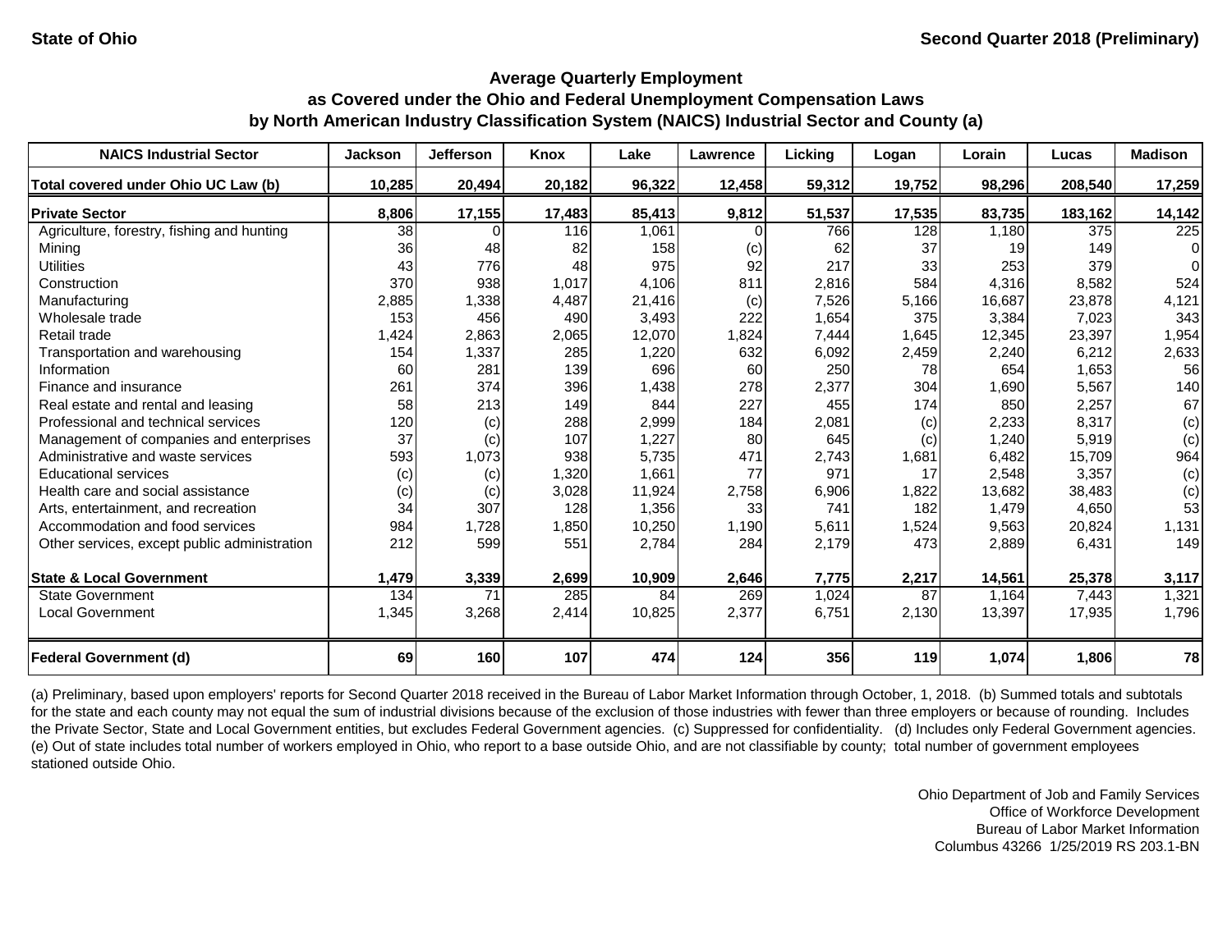State of Ohio — Second Quarter 2018 (Preliminary)

## Average Quarterly Employment
## as Covered under the Ohio and Federal Unemployment Compensation Laws
## by North American Industry Classification System (NAICS) Industrial Sector and County (a)

| NAICS Industrial Sector | Jackson | Jefferson | Knox | Lake | Lawrence | Licking | Logan | Lorain | Lucas | Madison |
|---|---|---|---|---|---|---|---|---|---|---|
| **Total covered under Ohio UC Law (b)** | **10,285** | **20,494** | **20,182** | **96,322** | **12,458** | **59,312** | **19,752** | **98,296** | **208,540** | **17,259** |
| **Private Sector** | **8,806** | **17,155** | **17,483** | **85,413** | **9,812** | **51,537** | **17,535** | **83,735** | **183,162** | **14,142** |
| Agriculture, forestry, fishing and hunting | 38 | 0 | 116 | 1,061 | 0 | 766 | 128 | 1,180 | 375 | 225 |
| Mining | 36 | 48 | 82 | 158 | (c) | 62 | 37 | 19 | 149 | 0 |
| Utilities | 43 | 776 | 48 | 975 | 92 | 217 | 33 | 253 | 379 | 0 |
| Construction | 370 | 938 | 1,017 | 4,106 | 811 | 2,816 | 584 | 4,316 | 8,582 | 524 |
| Manufacturing | 2,885 | 1,338 | 4,487 | 21,416 | (c) | 7,526 | 5,166 | 16,687 | 23,878 | 4,121 |
| Wholesale trade | 153 | 456 | 490 | 3,493 | 222 | 1,654 | 375 | 3,384 | 7,023 | 343 |
| Retail trade | 1,424 | 2,863 | 2,065 | 12,070 | 1,824 | 7,444 | 1,645 | 12,345 | 23,397 | 1,954 |
| Transportation and warehousing | 154 | 1,337 | 285 | 1,220 | 632 | 6,092 | 2,459 | 2,240 | 6,212 | 2,633 |
| Information | 60 | 281 | 139 | 696 | 60 | 250 | 78 | 654 | 1,653 | 56 |
| Finance and insurance | 261 | 374 | 396 | 1,438 | 278 | 2,377 | 304 | 1,690 | 5,567 | 140 |
| Real estate and rental and leasing | 58 | 213 | 149 | 844 | 227 | 455 | 174 | 850 | 2,257 | 67 |
| Professional and technical services | 120 | (c) | 288 | 2,999 | 184 | 2,081 | (c) | 2,233 | 8,317 | (c) |
| Management of companies and enterprises | 37 | (c) | 107 | 1,227 | 80 | 645 | (c) | 1,240 | 5,919 | (c) |
| Administrative and waste services | 593 | 1,073 | 938 | 5,735 | 471 | 2,743 | 1,681 | 6,482 | 15,709 | 964 |
| Educational services | (c) | (c) | 1,320 | 1,661 | 77 | 971 | 17 | 2,548 | 3,357 | (c) |
| Health care and social assistance | (c) | (c) | 3,028 | 11,924 | 2,758 | 6,906 | 1,822 | 13,682 | 38,483 | (c) |
| Arts, entertainment, and recreation | 34 | 307 | 128 | 1,356 | 33 | 741 | 182 | 1,479 | 4,650 | 53 |
| Accommodation and food services | 984 | 1,728 | 1,850 | 10,250 | 1,190 | 5,611 | 1,524 | 9,563 | 20,824 | 1,131 |
| Other services, except public administration | 212 | 599 | 551 | 2,784 | 284 | 2,179 | 473 | 2,889 | 6,431 | 149 |
| **State & Local Government** | **1,479** | **3,339** | **2,699** | **10,909** | **2,646** | **7,775** | **2,217** | **14,561** | **25,378** | **3,117** |
| State Government | 134 | 71 | 285 | 84 | 269 | 1,024 | 87 | 1,164 | 7,443 | 1,321 |
| Local Government | 1,345 | 3,268 | 2,414 | 10,825 | 2,377 | 6,751 | 2,130 | 13,397 | 17,935 | 1,796 |
| **Federal Government (d)** | **69** | **160** | **107** | **474** | **124** | **356** | **119** | **1,074** | **1,806** | **78** |

(a) Preliminary, based upon employers' reports for Second Quarter 2018 received in the Bureau of Labor Market Information through October, 1, 2018. (b) Summed totals and subtotals for the state and each county may not equal the sum of industrial divisions because of the exclusion of those industries with fewer than three employers or because of rounding. Includes the Private Sector, State and Local Government entities, but excludes Federal Government agencies. (c) Suppressed for confidentiality. (d) Includes only Federal Government agencies. (e) Out of state includes total number of workers employed in Ohio, who report to a base outside Ohio, and are not classifiable by county; total number of government employees stationed outside Ohio.

Ohio Department of Job and Family Services
Office of Workforce Development
Bureau of Labor Market Information
Columbus 43266 1/25/2019 RS 203.1-BN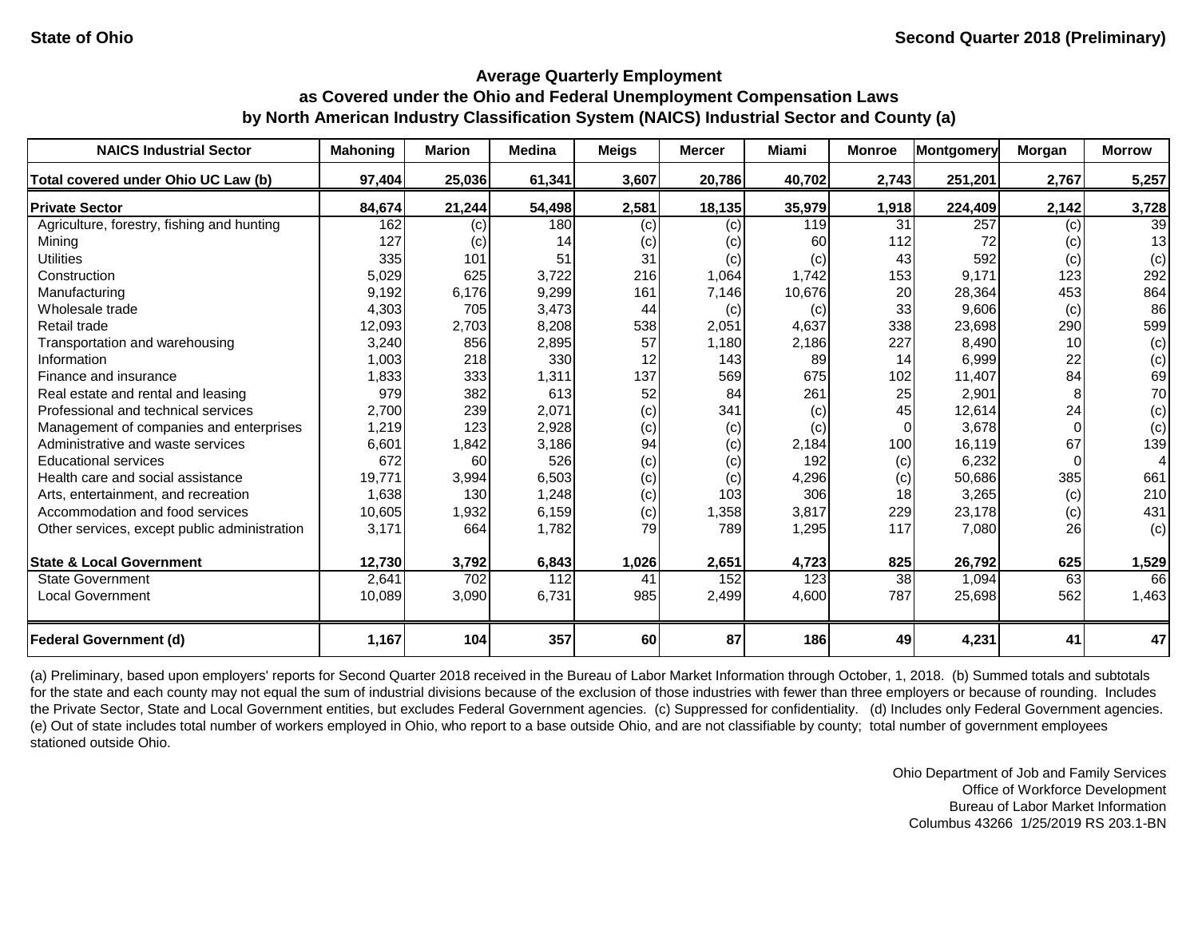State of Ohio — Second Quarter 2018 (Preliminary)

## Average Quarterly Employment as Covered under the Ohio and Federal Unemployment Compensation Laws by North American Industry Classification System (NAICS) Industrial Sector and County (a)

| NAICS Industrial Sector | Mahoning | Marion | Medina | Meigs | Mercer | Miami | Monroe | Montgomery | Morgan | Morrow |
|---|---|---|---|---|---|---|---|---|---|---|
| **Total covered under Ohio UC Law (b)** | **97,404** | **25,036** | **61,341** | **3,607** | **20,786** | **40,702** | **2,743** | **251,201** | **2,767** | **5,257** |
| **Private Sector** | **84,674** | **21,244** | **54,498** | **2,581** | **18,135** | **35,979** | **1,918** | **224,409** | **2,142** | **3,728** |
| Agriculture, forestry, fishing and hunting | 162 | (c) | 180 | (c) | (c) | 119 | 31 | 257 | (c) | 39 |
| Mining | 127 | (c) | 14 | (c) | (c) | 60 | 112 | 72 | (c) | 13 |
| Utilities | 335 | 101 | 51 | 31 | (c) | (c) | 43 | 592 | (c) | (c) |
| Construction | 5,029 | 625 | 3,722 | 216 | 1,064 | 1,742 | 153 | 9,171 | 123 | 292 |
| Manufacturing | 9,192 | 6,176 | 9,299 | 161 | 7,146 | 10,676 | 20 | 28,364 | 453 | 864 |
| Wholesale trade | 4,303 | 705 | 3,473 | 44 | (c) | (c) | 33 | 9,606 | (c) | 86 |
| Retail trade | 12,093 | 2,703 | 8,208 | 538 | 2,051 | 4,637 | 338 | 23,698 | 290 | 599 |
| Transportation and warehousing | 3,240 | 856 | 2,895 | 57 | 1,180 | 2,186 | 227 | 8,490 | 10 | (c) |
| Information | 1,003 | 218 | 330 | 12 | 143 | 89 | 14 | 6,999 | 22 | (c) |
| Finance and insurance | 1,833 | 333 | 1,311 | 137 | 569 | 675 | 102 | 11,407 | 84 | 69 |
| Real estate and rental and leasing | 979 | 382 | 613 | 52 | 84 | 261 | 25 | 2,901 | 8 | 70 |
| Professional and technical services | 2,700 | 239 | 2,071 | (c) | 341 | (c) | 45 | 12,614 | 24 | (c) |
| Management of companies and enterprises | 1,219 | 123 | 2,928 | (c) | (c) | (c) | 0 | 3,678 | 0 | (c) |
| Administrative and waste services | 6,601 | 1,842 | 3,186 | 94 | (c) | 2,184 | 100 | 16,119 | 67 | 139 |
| Educational services | 672 | 60 | 526 | (c) | (c) | 192 | (c) | 6,232 | 0 | 4 |
| Health care and social assistance | 19,771 | 3,994 | 6,503 | (c) | (c) | 4,296 | (c) | 50,686 | 385 | 661 |
| Arts, entertainment, and recreation | 1,638 | 130 | 1,248 | (c) | 103 | 306 | 18 | 3,265 | (c) | 210 |
| Accommodation and food services | 10,605 | 1,932 | 6,159 | (c) | 1,358 | 3,817 | 229 | 23,178 | (c) | 431 |
| Other services, except public administration | 3,171 | 664 | 1,782 | 79 | 789 | 1,295 | 117 | 7,080 | 26 | (c) |
| **State & Local Government** | **12,730** | **3,792** | **6,843** | **1,026** | **2,651** | **4,723** | **825** | **26,792** | **625** | **1,529** |
| State Government | 2,641 | 702 | 112 | 41 | 152 | 123 | 38 | 1,094 | 63 | 66 |
| Local Government | 10,089 | 3,090 | 6,731 | 985 | 2,499 | 4,600 | 787 | 25,698 | 562 | 1,463 |
| **Federal Government (d)** | **1,167** | **104** | **357** | **60** | **87** | **186** | **49** | **4,231** | **41** | **47** |

(a) Preliminary, based upon employers' reports for Second Quarter 2018 received in the Bureau of Labor Market Information through October, 1, 2018. (b) Summed totals and subtotals for the state and each county may not equal the sum of industrial divisions because of the exclusion of those industries with fewer than three employers or because of rounding. Includes the Private Sector, State and Local Government entities, but excludes Federal Government agencies. (c) Suppressed for confidentiality. (d) Includes only Federal Government agencies. (e) Out of state includes total number of workers employed in Ohio, who report to a base outside Ohio, and are not classifiable by county; total number of government employees stationed outside Ohio.

Ohio Department of Job and Family Services
Office of Workforce Development
Bureau of Labor Market Information
Columbus 43266 1/25/2019 RS 203.1-BN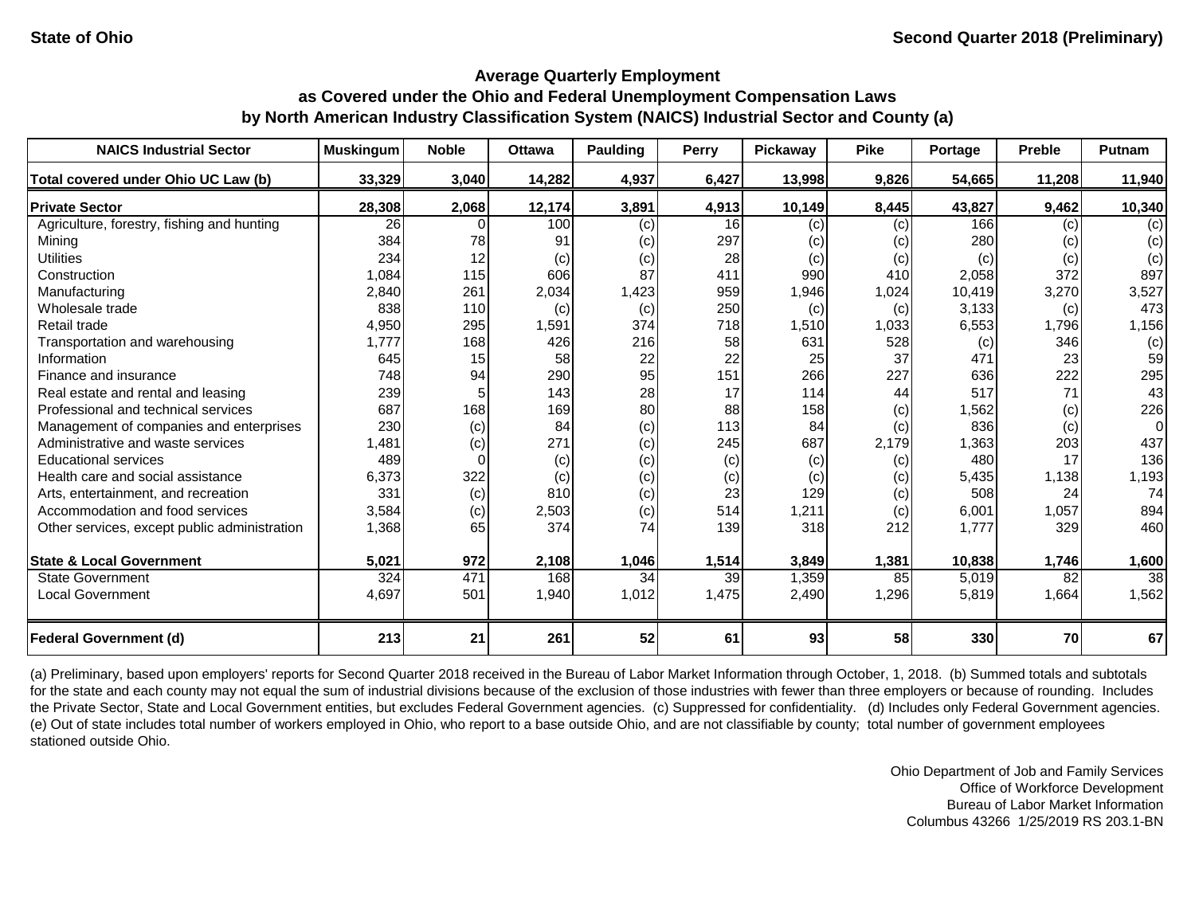State of Ohio

Second Quarter 2018 (Preliminary)

## Average Quarterly Employment as Covered under the Ohio and Federal Unemployment Compensation Laws by North American Industry Classification System (NAICS) Industrial Sector and County (a)

| NAICS Industrial Sector | Muskingum | Noble | Ottawa | Paulding | Perry | Pickaway | Pike | Portage | Preble | Putnam |
|---|---|---|---|---|---|---|---|---|---|---|
| **Total covered under Ohio UC Law (b)** | **33,329** | **3,040** | **14,282** | **4,937** | **6,427** | **13,998** | **9,826** | **54,665** | **11,208** | **11,940** |
| **Private Sector** | **28,308** | **2,068** | **12,174** | **3,891** | **4,913** | **10,149** | **8,445** | **43,827** | **9,462** | **10,340** |
| Agriculture, forestry, fishing and hunting | 26 | 0 | 100 | (c) | 16 | (c) | (c) | 166 | (c) | (c) |
| Mining | 384 | 78 | 91 | (c) | 297 | (c) | (c) | 280 | (c) | (c) |
| Utilities | 234 | 12 | (c) | (c) | 28 | (c) | (c) | (c) | (c) | (c) |
| Construction | 1,084 | 115 | 606 | 87 | 411 | 990 | 410 | 2,058 | 372 | 897 |
| Manufacturing | 2,840 | 261 | 2,034 | 1,423 | 959 | 1,946 | 1,024 | 10,419 | 3,270 | 3,527 |
| Wholesale trade | 838 | 110 | (c) | (c) | 250 | (c) | (c) | 3,133 | (c) | 473 |
| Retail trade | 4,950 | 295 | 1,591 | 374 | 718 | 1,510 | 1,033 | 6,553 | 1,796 | 1,156 |
| Transportation and warehousing | 1,777 | 168 | 426 | 216 | 58 | 631 | 528 | (c) | 346 | (c) |
| Information | 645 | 15 | 58 | 22 | 22 | 25 | 37 | 471 | 23 | 59 |
| Finance and insurance | 748 | 94 | 290 | 95 | 151 | 266 | 227 | 636 | 222 | 295 |
| Real estate and rental and leasing | 239 | 5 | 143 | 28 | 17 | 114 | 44 | 517 | 71 | 43 |
| Professional and technical services | 687 | 168 | 169 | 80 | 88 | 158 | (c) | 1,562 | (c) | 226 |
| Management of companies and enterprises | 230 | (c) | 84 | (c) | 113 | 84 | (c) | 836 | (c) | 0 |
| Administrative and waste services | 1,481 | (c) | 271 | (c) | 245 | 687 | 2,179 | 1,363 | 203 | 437 |
| Educational services | 489 | 0 | (c) | (c) | (c) | (c) | (c) | 480 | 17 | 136 |
| Health care and social assistance | 6,373 | 322 | (c) | (c) | (c) | (c) | (c) | 5,435 | 1,138 | 1,193 |
| Arts, entertainment, and recreation | 331 | (c) | 810 | (c) | 23 | 129 | (c) | 508 | 24 | 74 |
| Accommodation and food services | 3,584 | (c) | 2,503 | (c) | 514 | 1,211 | (c) | 6,001 | 1,057 | 894 |
| Other services, except public administration | 1,368 | 65 | 374 | 74 | 139 | 318 | 212 | 1,777 | 329 | 460 |
| **State & Local Government** | **5,021** | **972** | **2,108** | **1,046** | **1,514** | **3,849** | **1,381** | **10,838** | **1,746** | **1,600** |
| State Government | 324 | 471 | 168 | 34 | 39 | 1,359 | 85 | 5,019 | 82 | 38 |
| Local Government | 4,697 | 501 | 1,940 | 1,012 | 1,475 | 2,490 | 1,296 | 5,819 | 1,664 | 1,562 |
| **Federal Government (d)** | **213** | **21** | **261** | **52** | **61** | **93** | **58** | **330** | **70** | **67** |

(a) Preliminary, based upon employers' reports for Second Quarter 2018 received in the Bureau of Labor Market Information through October, 1, 2018. (b) Summed totals and subtotals for the state and each county may not equal the sum of industrial divisions because of the exclusion of those industries with fewer than three employers or because of rounding. Includes the Private Sector, State and Local Government entities, but excludes Federal Government agencies. (c) Suppressed for confidentiality. (d) Includes only Federal Government agencies. (e) Out of state includes total number of workers employed in Ohio, who report to a base outside Ohio, and are not classifiable by county; total number of government employees stationed outside Ohio.

Ohio Department of Job and Family Services
Office of Workforce Development
Bureau of Labor Market Information
Columbus 43266 1/25/2019 RS 203.1-BN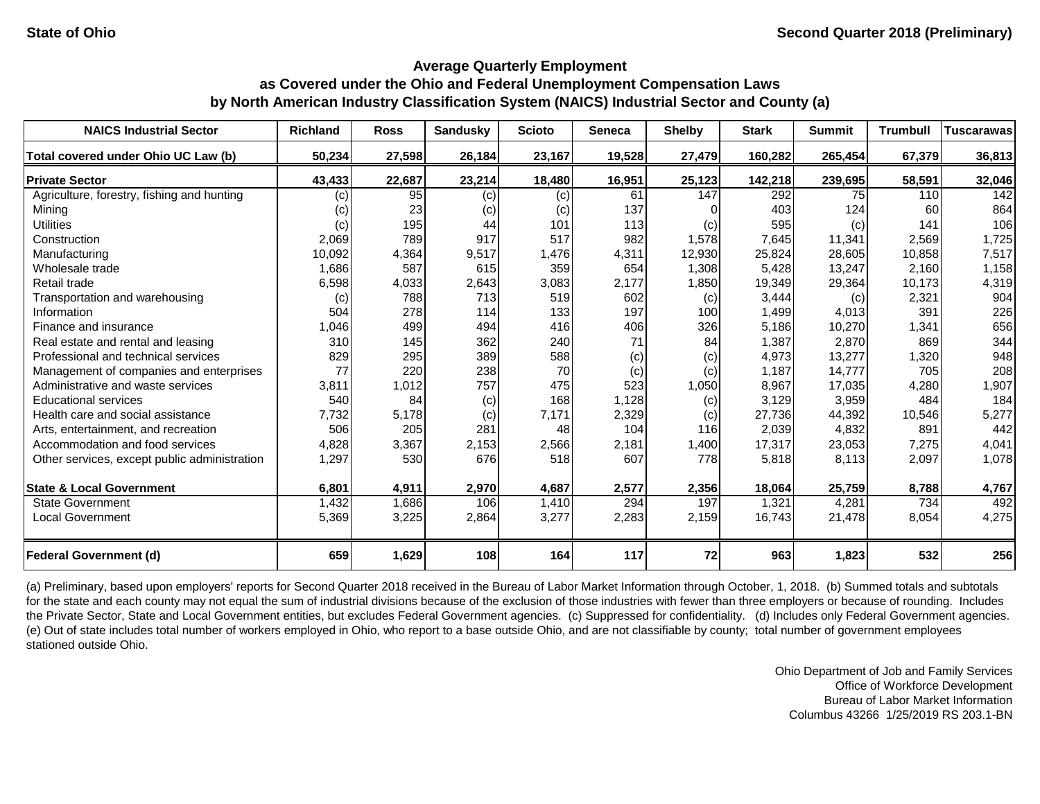State of Ohio

Second Quarter 2018 (Preliminary)

## Average Quarterly Employment as Covered under the Ohio and Federal Unemployment Compensation Laws by North American Industry Classification System (NAICS) Industrial Sector and County (a)

| NAICS Industrial Sector | Richland | Ross | Sandusky | Scioto | Seneca | Shelby | Stark | Summit | Trumbull | Tuscarawas |
|---|---|---|---|---|---|---|---|---|---|---|
| **Total covered under Ohio UC Law (b)** | **50,234** | **27,598** | **26,184** | **23,167** | **19,528** | **27,479** | **160,282** | **265,454** | **67,379** | **36,813** |
| **Private Sector** | **43,433** | **22,687** | **23,214** | **18,480** | **16,951** | **25,123** | **142,218** | **239,695** | **58,591** | **32,046** |
| Agriculture, forestry, fishing and hunting | (c) | 95 | (c) | (c) | 61 | 147 | 292 | 75 | 110 | 142 |
| Mining | (c) | 23 | (c) | (c) | 137 | 0 | 403 | 124 | 60 | 864 |
| Utilities | (c) | 195 | 44 | 101 | 113 | (c) | 595 | (c) | 141 | 106 |
| Construction | 2,069 | 789 | 917 | 517 | 982 | 1,578 | 7,645 | 11,341 | 2,569 | 1,725 |
| Manufacturing | 10,092 | 4,364 | 9,517 | 1,476 | 4,311 | 12,930 | 25,824 | 28,605 | 10,858 | 7,517 |
| Wholesale trade | 1,686 | 587 | 615 | 359 | 654 | 1,308 | 5,428 | 13,247 | 2,160 | 1,158 |
| Retail trade | 6,598 | 4,033 | 2,643 | 3,083 | 2,177 | 1,850 | 19,349 | 29,364 | 10,173 | 4,319 |
| Transportation and warehousing | (c) | 788 | 713 | 519 | 602 | (c) | 3,444 | (c) | 2,321 | 904 |
| Information | 504 | 278 | 114 | 133 | 197 | 100 | 1,499 | 4,013 | 391 | 226 |
| Finance and insurance | 1,046 | 499 | 494 | 416 | 406 | 326 | 5,186 | 10,270 | 1,341 | 656 |
| Real estate and rental and leasing | 310 | 145 | 362 | 240 | 71 | 84 | 1,387 | 2,870 | 869 | 344 |
| Professional and technical services | 829 | 295 | 389 | 588 | (c) | (c) | 4,973 | 13,277 | 1,320 | 948 |
| Management of companies and enterprises | 77 | 220 | 238 | 70 | (c) | (c) | 1,187 | 14,777 | 705 | 208 |
| Administrative and waste services | 3,811 | 1,012 | 757 | 475 | 523 | 1,050 | 8,967 | 17,035 | 4,280 | 1,907 |
| Educational services | 540 | 84 | (c) | 168 | 1,128 | (c) | 3,129 | 3,959 | 484 | 184 |
| Health care and social assistance | 7,732 | 5,178 | (c) | 7,171 | 2,329 | (c) | 27,736 | 44,392 | 10,546 | 5,277 |
| Arts, entertainment, and recreation | 506 | 205 | 281 | 48 | 104 | 116 | 2,039 | 4,832 | 891 | 442 |
| Accommodation and food services | 4,828 | 3,367 | 2,153 | 2,566 | 2,181 | 1,400 | 17,317 | 23,053 | 7,275 | 4,041 |
| Other services, except public administration | 1,297 | 530 | 676 | 518 | 607 | 778 | 5,818 | 8,113 | 2,097 | 1,078 |
| **State & Local Government** | **6,801** | **4,911** | **2,970** | **4,687** | **2,577** | **2,356** | **18,064** | **25,759** | **8,788** | **4,767** |
| State Government | 1,432 | 1,686 | 106 | 1,410 | 294 | 197 | 1,321 | 4,281 | 734 | 492 |
| Local Government | 5,369 | 3,225 | 2,864 | 3,277 | 2,283 | 2,159 | 16,743 | 21,478 | 8,054 | 4,275 |
| **Federal Government (d)** | **659** | **1,629** | **108** | **164** | **117** | **72** | **963** | **1,823** | **532** | **256** |

(a) Preliminary, based upon employers' reports for Second Quarter 2018 received in the Bureau of Labor Market Information through October, 1, 2018. (b) Summed totals and subtotals for the state and each county may not equal the sum of industrial divisions because of the exclusion of those industries with fewer than three employers or because of rounding. Includes the Private Sector, State and Local Government entities, but excludes Federal Government agencies. (c) Suppressed for confidentiality. (d) Includes only Federal Government agencies. (e) Out of state includes total number of workers employed in Ohio, who report to a base outside Ohio, and are not classifiable by county; total number of government employees stationed outside Ohio.

Ohio Department of Job and Family Services
Office of Workforce Development
Bureau of Labor Market Information
Columbus 43266 1/25/2019 RS 203.1-BN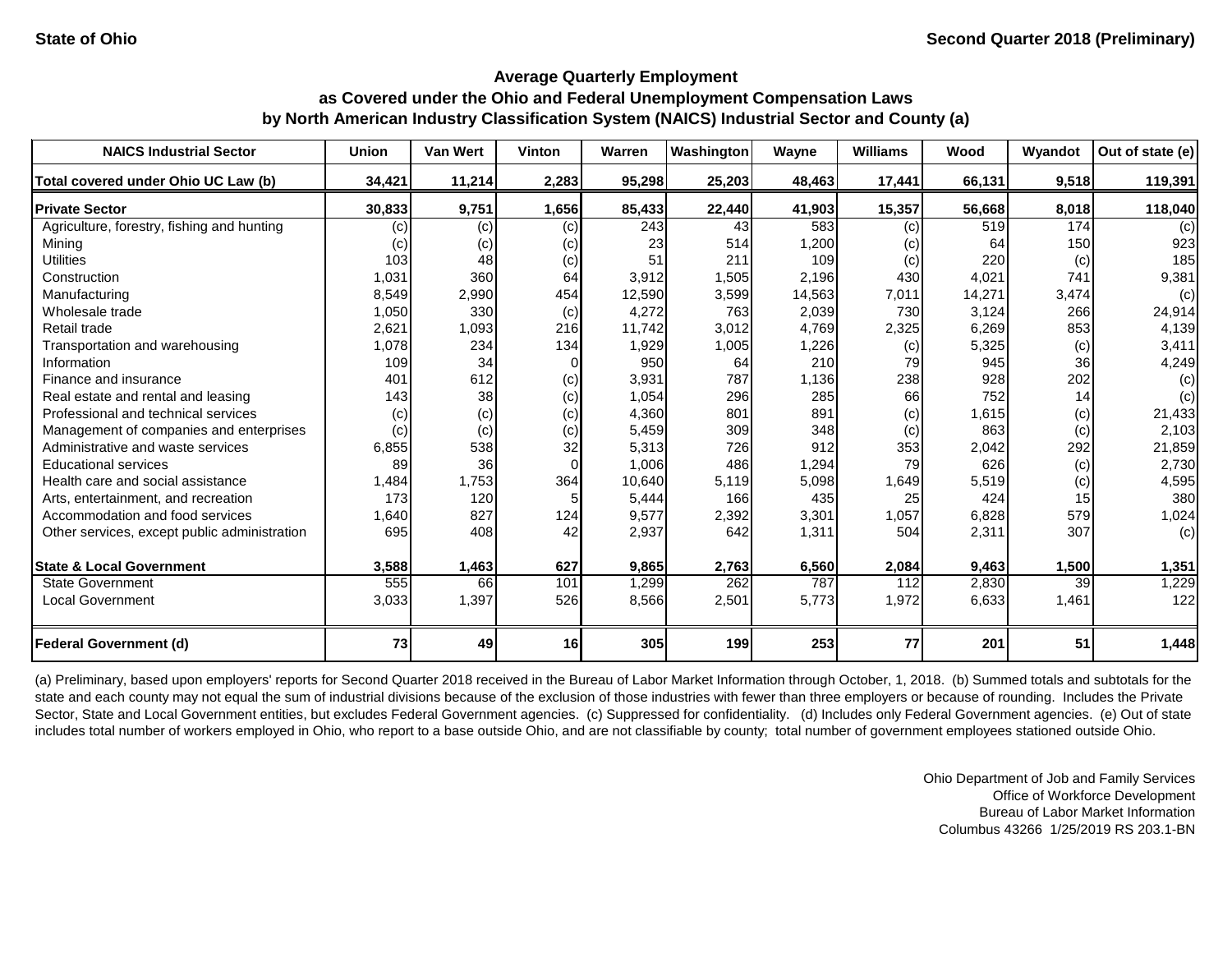State of Ohio

Second Quarter 2018 (Preliminary)

### Average Quarterly Employment as Covered under the Ohio and Federal Unemployment Compensation Laws by North American Industry Classification System (NAICS) Industrial Sector and County (a)

| NAICS Industrial Sector | Union | Van Wert | Vinton | Warren | Washington | Wayne | Williams | Wood | Wyandot | Out of state (e) |
|---|---|---|---|---|---|---|---|---|---|---|
| **Total covered under Ohio UC Law (b)** | **34,421** | **11,214** | **2,283** | **95,298** | **25,203** | **48,463** | **17,441** | **66,131** | **9,518** | **119,391** |
| **Private Sector** | **30,833** | **9,751** | **1,656** | **85,433** | **22,440** | **41,903** | **15,357** | **56,668** | **8,018** | **118,040** |
| Agriculture, forestry, fishing and hunting | (c) | (c) | (c) | 243 | 43 | 583 | (c) | 519 | 174 | (c) |
| Mining | (c) | (c) | (c) | 23 | 514 | 1,200 | (c) | 64 | 150 | 923 |
| Utilities | 103 | 48 | (c) | 51 | 211 | 109 | (c) | 220 | (c) | 185 |
| Construction | 1,031 | 360 | 64 | 3,912 | 1,505 | 2,196 | 430 | 4,021 | 741 | 9,381 |
| Manufacturing | 8,549 | 2,990 | 454 | 12,590 | 3,599 | 14,563 | 7,011 | 14,271 | 3,474 | (c) |
| Wholesale trade | 1,050 | 330 | (c) | 4,272 | 763 | 2,039 | 730 | 3,124 | 266 | 24,914 |
| Retail trade | 2,621 | 1,093 | 216 | 11,742 | 3,012 | 4,769 | 2,325 | 6,269 | 853 | 4,139 |
| Transportation and warehousing | 1,078 | 234 | 134 | 1,929 | 1,005 | 1,226 | (c) | 5,325 | (c) | 3,411 |
| Information | 109 | 34 | 0 | 950 | 64 | 210 | 79 | 945 | 36 | 4,249 |
| Finance and insurance | 401 | 612 | (c) | 3,931 | 787 | 1,136 | 238 | 928 | 202 | (c) |
| Real estate and rental and leasing | 143 | 38 | (c) | 1,054 | 296 | 285 | 66 | 752 | 14 | (c) |
| Professional and technical services | (c) | (c) | (c) | 4,360 | 801 | 891 | (c) | 1,615 | (c) | 21,433 |
| Management of companies and enterprises | (c) | (c) | (c) | 5,459 | 309 | 348 | (c) | 863 | (c) | 2,103 |
| Administrative and waste services | 6,855 | 538 | 32 | 5,313 | 726 | 912 | 353 | 2,042 | 292 | 21,859 |
| Educational services | 89 | 36 | 0 | 1,006 | 486 | 1,294 | 79 | 626 | (c) | 2,730 |
| Health care and social assistance | 1,484 | 1,753 | 364 | 10,640 | 5,119 | 5,098 | 1,649 | 5,519 | (c) | 4,595 |
| Arts, entertainment, and recreation | 173 | 120 | 5 | 5,444 | 166 | 435 | 25 | 424 | 15 | 380 |
| Accommodation and food services | 1,640 | 827 | 124 | 9,577 | 2,392 | 3,301 | 1,057 | 6,828 | 579 | 1,024 |
| Other services, except public administration | 695 | 408 | 42 | 2,937 | 642 | 1,311 | 504 | 2,311 | 307 | (c) |
| **State & Local Government** | **3,588** | **1,463** | **627** | **9,865** | **2,763** | **6,560** | **2,084** | **9,463** | **1,500** | **1,351** |
| State Government | 555 | 66 | 101 | 1,299 | 262 | 787 | 112 | 2,830 | 39 | 1,229 |
| Local Government | 3,033 | 1,397 | 526 | 8,566 | 2,501 | 5,773 | 1,972 | 6,633 | 1,461 | 122 |
| **Federal Government (d)** | **73** | **49** | **16** | **305** | **199** | **253** | **77** | **201** | **51** | **1,448** |

(a) Preliminary, based upon employers' reports for Second Quarter 2018 received in the Bureau of Labor Market Information through October, 1, 2018. (b) Summed totals and subtotals for the state and each county may not equal the sum of industrial divisions because of the exclusion of those industries with fewer than three employers or because of rounding. Includes the Private Sector, State and Local Government entities, but excludes Federal Government agencies. (c) Suppressed for confidentiality. (d) Includes only Federal Government agencies. (e) Out of state includes total number of workers employed in Ohio, who report to a base outside Ohio, and are not classifiable by county; total number of government employees stationed outside Ohio.

Ohio Department of Job and Family Services
Office of Workforce Development
Bureau of Labor Market Information
Columbus 43266 1/25/2019 RS 203.1-BN